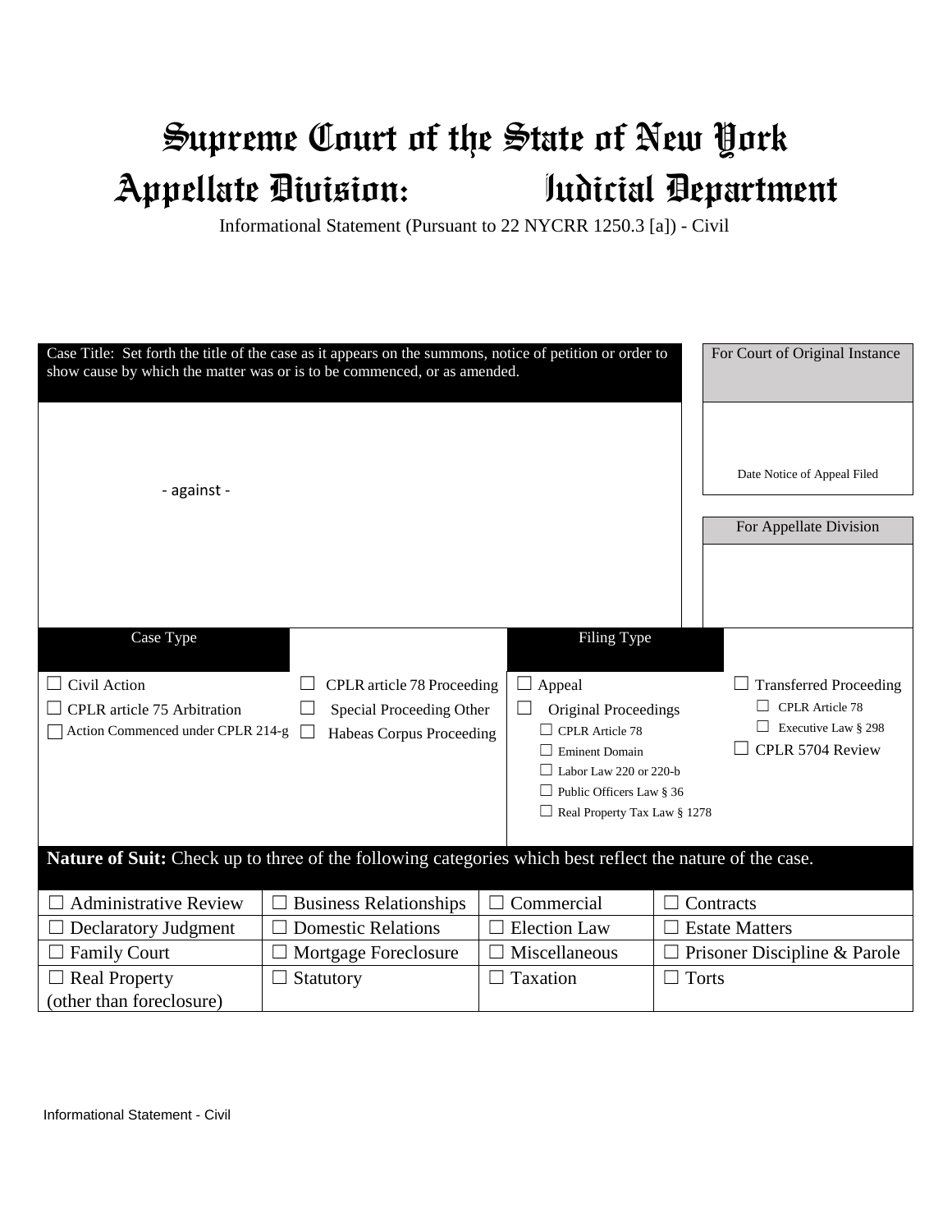# Supreme Court of the State of New York
# Appellate Division: Judicial Department

Informational Statement (Pursuant to 22 NYCRR 1250.3 [a]) - Civil

| Case Title: Set forth the title of the case as it appears on the summons, notice of petition or order to show cause by which the matter was or is to be commenced, or as amended. | For Court of Original Instance |
|---|---|
| | Date Notice of Appeal Filed |
| - against - | For Appellate Division |
| | |

| Case Type | | Filing Type | |
|---|---|---|---|
| ☐ Civil Action<br>☐ CPLR article 75 Arbitration<br>☐ Action Commenced under CPLR 214-g | ☐ CPLR article 78 Proceeding<br>☐ Special Proceeding Other<br>☐ Habeas Corpus Proceeding | ☐ Appeal<br>☐ Original Proceedings<br>☐ CPLR Article 78<br>☐ Eminent Domain<br>☐ Labor Law 220 or 220-b<br>☐ Public Officers Law § 36<br>☐ Real Property Tax Law § 1278 | ☐ Transferred Proceeding<br>☐ CPLR Article 78<br>☐ Executive Law § 298<br>☐ CPLR 5704 Review |

**Nature of Suit:** Check up to three of the following categories which best reflect the nature of the case.

| | | | |
|---|---|---|---|
| ☐ Administrative Review | ☐ Business Relationships | ☐ Commercial | ☐ Contracts |
| ☐ Declaratory Judgment | ☐ Domestic Relations | ☐ Election Law | ☐ Estate Matters |
| ☐ Family Court | ☐ Mortgage Foreclosure | ☐ Miscellaneous | ☐ Prisoner Discipline & Parole |
| ☐ Real Property (other than foreclosure) | ☐ Statutory | ☐ Taxation | ☐ Torts |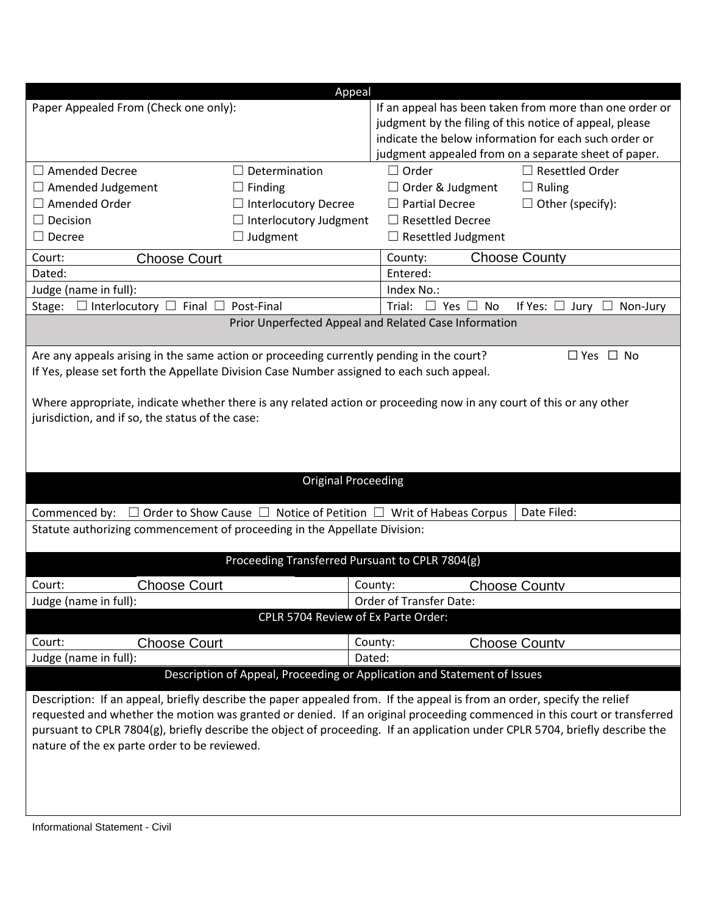## Appeal

| Paper Appealed From (Check one only): | | If an appeal has been taken from more than one order or judgment by the filing of this notice of appeal, please indicate the below information for each such order or judgment appealed from on a separate sheet of paper. | |
|---|---|---|---|
| ☐ Amended Decree | ☐ Determination | ☐ Order | ☐ Resettled Order |
| ☐ Amended Judgement | ☐ Finding | ☐ Order & Judgment | ☐ Ruling |
| ☐ Amended Order | ☐ Interlocutory Decree | ☐ Partial Decree | ☐ Other (specify): |
| ☐ Decision | ☐ Interlocutory Judgment | ☐ Resettled Decree | |
| ☐ Decree | ☐ Judgment | ☐ Resettled Judgment | |

| | |
|---|---|
| Court: Choose Court | County: Choose County |
| Dated: | Entered: |
| Judge (name in full): | Index No.: |
| Stage: ☐ Interlocutory ☐ Final ☐ Post-Final | Trial: ☐ Yes ☐ No If Yes: ☐ Jury ☐ Non-Jury |

## Prior Unperfected Appeal and Related Case Information

Are any appeals arising in the same action or proceeding currently pending in the court? ☐ Yes ☐ No

If Yes, please set forth the Appellate Division Case Number assigned to each such appeal.

Where appropriate, indicate whether there is any related action or proceeding now in any court of this or any other jurisdiction, and if so, the status of the case:

## Original Proceeding

| | |
|---|---|
| Commenced by: ☐ Order to Show Cause ☐ Notice of Petition ☐ Writ of Habeas Corpus | Date Filed: |

Statute authorizing commencement of proceeding in the Appellate Division:

## Proceeding Transferred Pursuant to CPLR 7804(g)

| | |
|---|---|
| Court: Choose Court | County: Choose County |
| Judge (name in full): | Order of Transfer Date: |

## CPLR 5704 Review of Ex Parte Order:

| | |
|---|---|
| Court: Choose Court | County: Choose County |
| Judge (name in full): | Dated: |

## Description of Appeal, Proceeding or Application and Statement of Issues

Description: If an appeal, briefly describe the paper appealed from. If the appeal is from an order, specify the relief requested and whether the motion was granted or denied. If an original proceeding commenced in this court or transferred pursuant to CPLR 7804(g), briefly describe the object of proceeding. If an application under CPLR 5704, briefly describe the nature of the ex parte order to be reviewed.

Informational Statement - Civil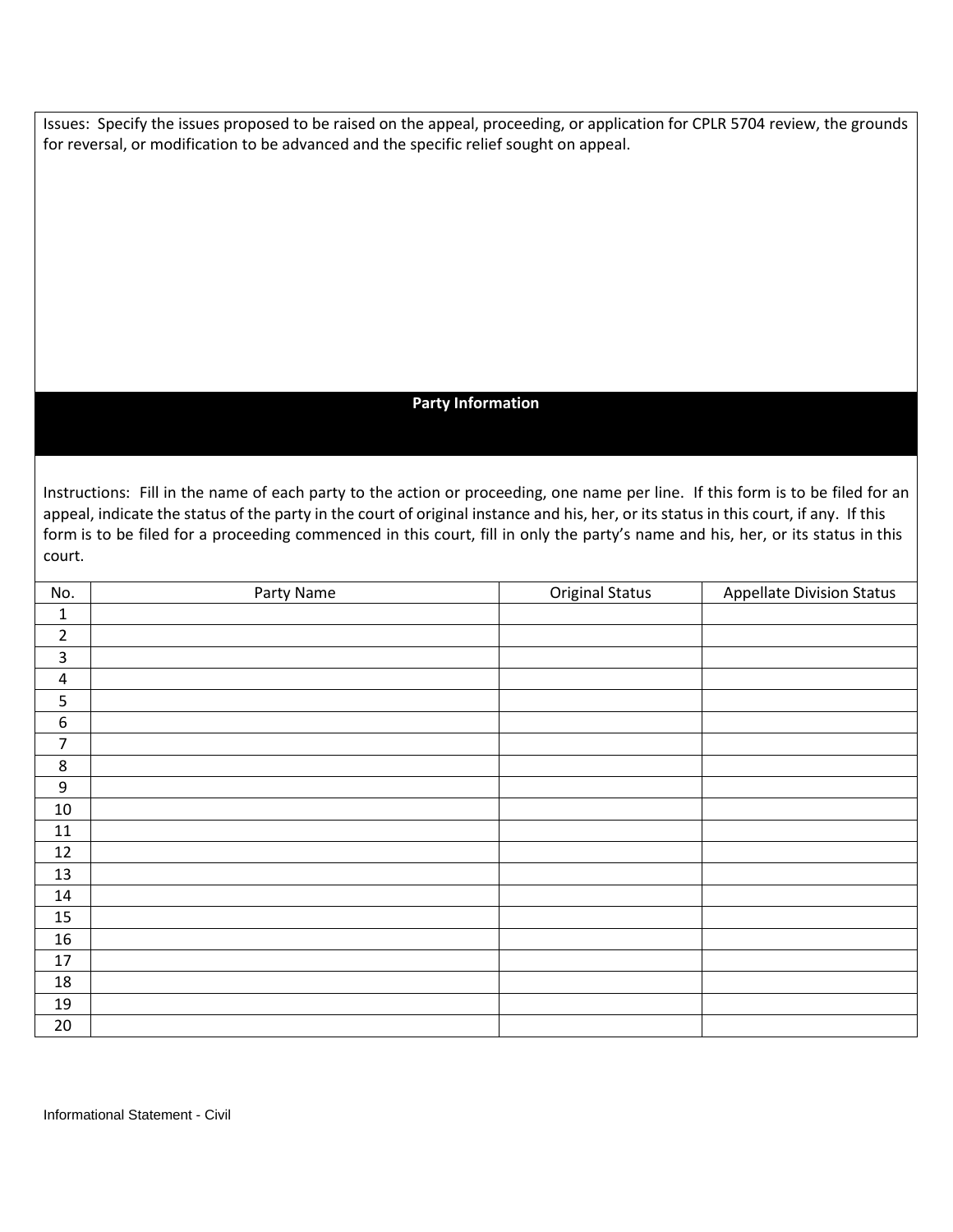Issues: Specify the issues proposed to be raised on the appeal, proceeding, or application for CPLR 5704 review, the grounds for reversal, or modification to be advanced and the specific relief sought on appeal.

## Party Information

Instructions: Fill in the name of each party to the action or proceeding, one name per line. If this form is to be filed for an appeal, indicate the status of the party in the court of original instance and his, her, or its status in this court, if any. If this form is to be filed for a proceeding commenced in this court, fill in only the party's name and his, her, or its status in this court.

| No. | Party Name | Original Status | Appellate Division Status |
|---|---|---|---|
| 1 | | | |
| 2 | | | |
| 3 | | | |
| 4 | | | |
| 5 | | | |
| 6 | | | |
| 7 | | | |
| 8 | | | |
| 9 | | | |
| 10 | | | |
| 11 | | | |
| 12 | | | |
| 13 | | | |
| 14 | | | |
| 15 | | | |
| 16 | | | |
| 17 | | | |
| 18 | | | |
| 19 | | | |
| 20 | | | |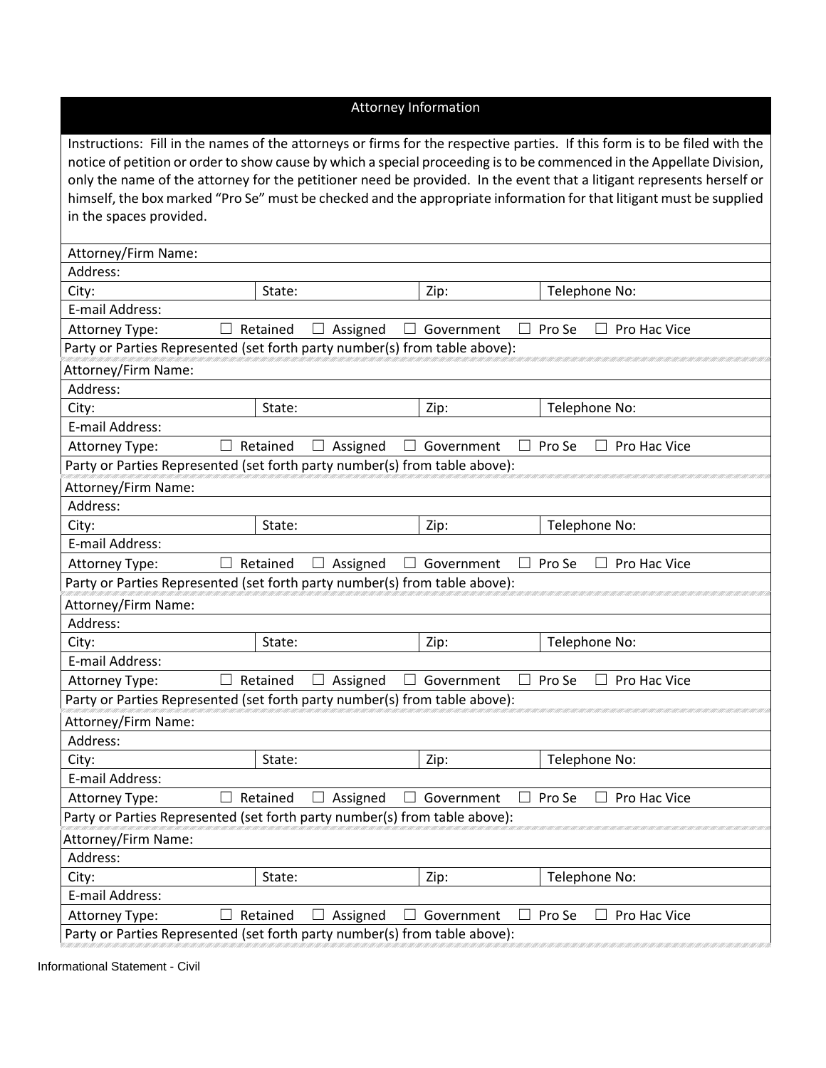## Attorney Information

Instructions: Fill in the names of the attorneys or firms for the respective parties. If this form is to be filed with the notice of petition or order to show cause by which a special proceeding is to be commenced in the Appellate Division, only the name of the attorney for the petitioner need be provided. In the event that a litigant represents herself or himself, the box marked "Pro Se" must be checked and the appropriate information for that litigant must be supplied in the spaces provided.

| | | | |
|---|---|---|---|
| Attorney/Firm Name: | | | |
| Address: | | | |
| City: | State: | Zip: | Telephone No: |
| E-mail Address: | | | |
| Attorney Type: ☐ Retained ☐ Assigned ☐ Government ☐ Pro Se ☐ Pro Hac Vice | | | |
| Party or Parties Represented (set forth party number(s) from table above): | | | |
| Attorney/Firm Name: | | | |
| Address: | | | |
| City: | State: | Zip: | Telephone No: |
| E-mail Address: | | | |
| Attorney Type: ☐ Retained ☐ Assigned ☐ Government ☐ Pro Se ☐ Pro Hac Vice | | | |
| Party or Parties Represented (set forth party number(s) from table above): | | | |
| Attorney/Firm Name: | | | |
| Address: | | | |
| City: | State: | Zip: | Telephone No: |
| E-mail Address: | | | |
| Attorney Type: ☐ Retained ☐ Assigned ☐ Government ☐ Pro Se ☐ Pro Hac Vice | | | |
| Party or Parties Represented (set forth party number(s) from table above): | | | |
| Attorney/Firm Name: | | | |
| Address: | | | |
| City: | State: | Zip: | Telephone No: |
| E-mail Address: | | | |
| Attorney Type: ☐ Retained ☐ Assigned ☐ Government ☐ Pro Se ☐ Pro Hac Vice | | | |
| Party or Parties Represented (set forth party number(s) from table above): | | | |
| Attorney/Firm Name: | | | |
| Address: | | | |
| City: | State: | Zip: | Telephone No: |
| E-mail Address: | | | |
| Attorney Type: ☐ Retained ☐ Assigned ☐ Government ☐ Pro Se ☐ Pro Hac Vice | | | |
| Party or Parties Represented (set forth party number(s) from table above): | | | |
| Attorney/Firm Name: | | | |
| Address: | | | |
| City: | State: | Zip: | Telephone No: |
| E-mail Address: | | | |
| Attorney Type: ☐ Retained ☐ Assigned ☐ Government ☐ Pro Se ☐ Pro Hac Vice | | | |
| Party or Parties Represented (set forth party number(s) from table above): | | | |